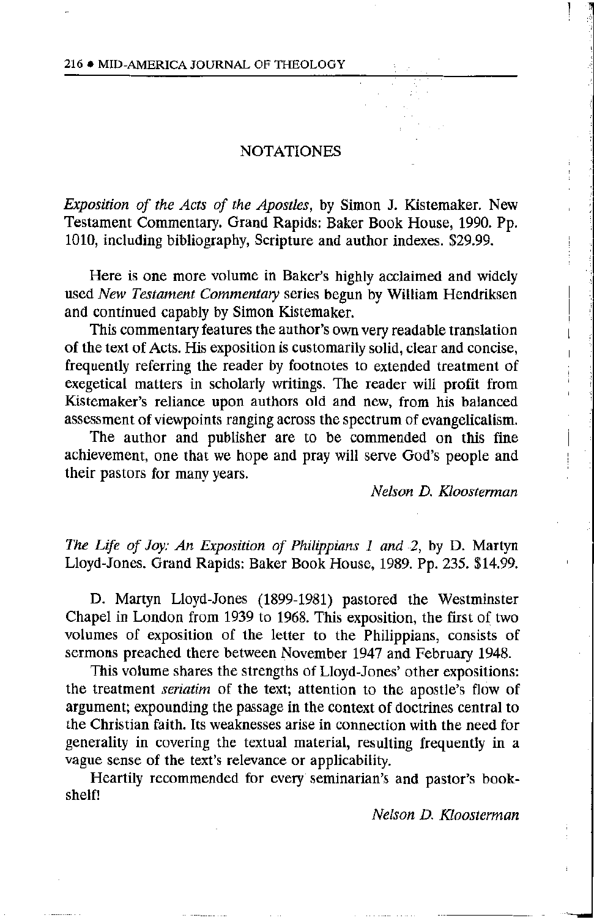# NOTATIONES

*Exposition of the Acts of the Apostles*, by Simon J. Kistemaker. New Testament Commentary. Grand Rapids: Baker Book House, 1990. Pp. 1010, including bibliography, Scripture and author indexes. $29.99.

Here is one more volume in Baker's highly acclaimed and widely used *New Testament Commentary* series begun by William Hendriksen and continued capably by Simon Kistemaker.

This commentary features the author's own very readable translation of the text of Acts. His exposition is customarily solid, clear and concise, frequently referring the reader by footnotes to extended treatment of exegetical matters in scholarly writings. The reader will profit from Kistemaker's reliance upon authors old and new, from his balanced assessment of viewpoints ranging across the spectrum of evangelicalism.

The author and publisher are to be commended on this fine achievement, one that we hope and pray will serve God's people and their pastors for many years.

*Nelson D. Kloosterman*

*The Life of Joy: An Exposition of Philippians 1 and 2*, by D. Martyn Lloyd-Jones. Grand Rapids: Baker Book House, 1989. Pp. 235. $14.99.

D. Martyn Lloyd-Jones (1899-1981) pastored the Westminster Chapel in London from 1939 to 1968. This exposition, the first of two volumes of exposition of the letter to the Philippians, consists of sermons preached there between November 1947 and February 1948.

This volume shares the strengths of Lloyd-Jones' other expositions: the treatment *seriatim* of the text; attention to the apostle's flow of argument; expounding the passage in the context of doctrines central to the Christian faith. Its weaknesses arise in connection with the need for generality in covering the textual material, resulting frequently in a vague sense of the text's relevance or applicability.

Heartily recommended for every seminarian's and pastor's bookshelf!

*Nelson D. Kloosterman*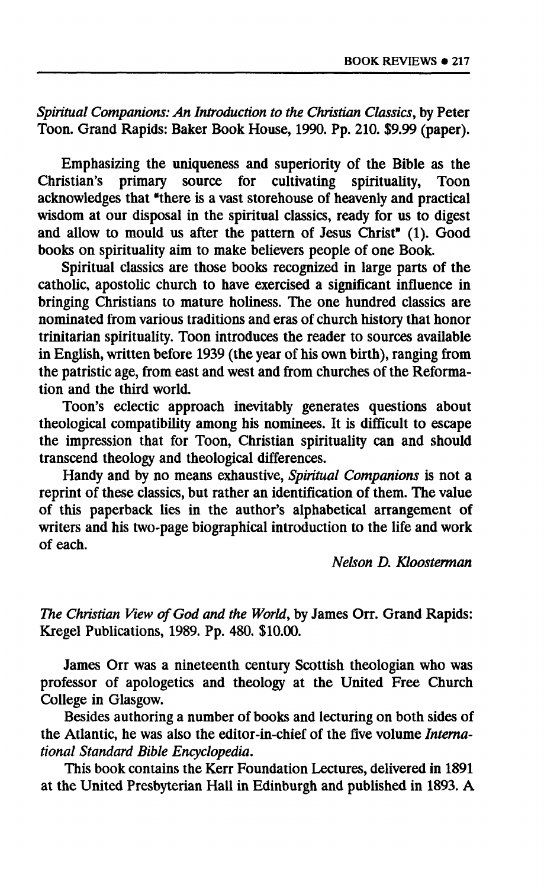*Spiritual Companions: An Introduction to the Christian Classics*, by Peter Toon. Grand Rapids: Baker Book House, 1990. Pp. 210. $9.99 (paper).

Emphasizing the uniqueness and superiority of the Bible as the Christian's primary source for cultivating spirituality, Toon acknowledges that "there is a vast storehouse of heavenly and practical wisdom at our disposal in the spiritual classics, ready for us to digest and allow to mould us after the pattern of Jesus Christ" (1). Good books on spirituality aim to make believers people of one Book.

Spiritual classics are those books recognized in large parts of the catholic, apostolic church to have exercised a significant influence in bringing Christians to mature holiness. The one hundred classics are nominated from various traditions and eras of church history that honor trinitarian spirituality. Toon introduces the reader to sources available in English, written before 1939 (the year of his own birth), ranging from the patristic age, from east and west and from churches of the Reformation and the third world.

Toon's eclectic approach inevitably generates questions about theological compatibility among his nominees. It is difficult to escape the impression that for Toon, Christian spirituality can and should transcend theology and theological differences.

Handy and by no means exhaustive, *Spiritual Companions* is not a reprint of these classics, but rather an identification of them. The value of this paperback lies in the author's alphabetical arrangement of writers and his two-page biographical introduction to the life and work of each.

*Nelson D. Kloosterman*

*The Christian View of God and the World*, by James Orr. Grand Rapids: Kregel Publications, 1989. Pp. 480. $10.00.

James Orr was a nineteenth century Scottish theologian who was professor of apologetics and theology at the United Free Church College in Glasgow.

Besides authoring a number of books and lecturing on both sides of the Atlantic, he was also the editor-in-chief of the five volume *International Standard Bible Encyclopedia*.

This book contains the Kerr Foundation Lectures, delivered in 1891 at the United Presbyterian Hall in Edinburgh and published in 1893. A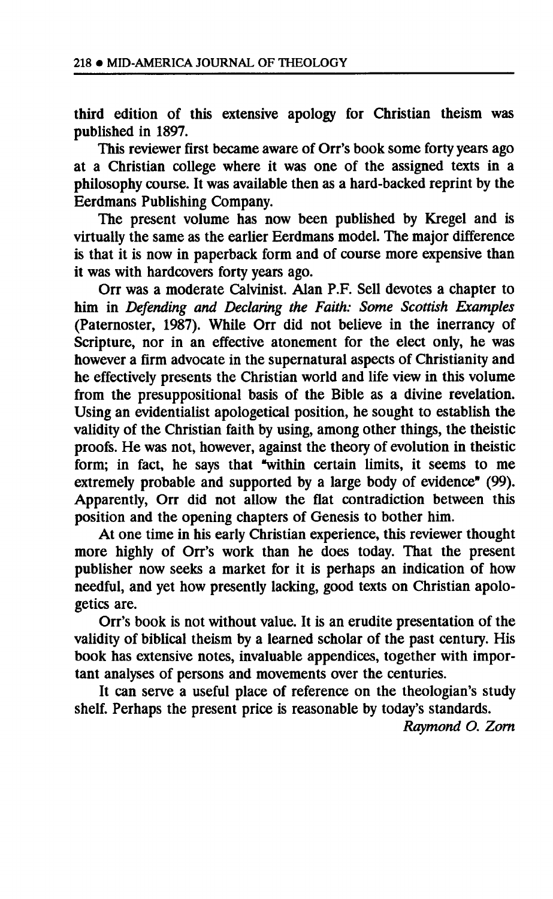third edition of this extensive apology for Christian theism was published in 1897.

This reviewer first became aware of Orr's book some forty years ago at a Christian college where it was one of the assigned texts in a philosophy course. It was available then as a hard-backed reprint by the Eerdmans Publishing Company.

The present volume has now been published by Kregel and is virtually the same as the earlier Eerdmans model. The major difference is that it is now in paperback form and of course more expensive than it was with hardcovers forty years ago.

Orr was a moderate Calvinist. Alan P.F. Sell devotes a chapter to him in *Defending and Declaring the Faith: Some Scottish Examples* (Paternoster, 1987). While Orr did not believe in the inerrancy of Scripture, nor in an effective atonement for the elect only, he was however a firm advocate in the supernatural aspects of Christianity and he effectively presents the Christian world and life view in this volume from the presuppositional basis of the Bible as a divine revelation. Using an evidentialist apologetical position, he sought to establish the validity of the Christian faith by using, among other things, the theistic proofs. He was not, however, against the theory of evolution in theistic form; in fact, he says that "within certain limits, it seems to me extremely probable and supported by a large body of evidence" (99). Apparently, Orr did not allow the flat contradiction between this position and the opening chapters of Genesis to bother him.

At one time in his early Christian experience, this reviewer thought more highly of Orr's work than he does today. That the present publisher now seeks a market for it is perhaps an indication of how needful, and yet how presently lacking, good texts on Christian apologetics are.

Orr's book is not without value. It is an erudite presentation of the validity of biblical theism by a learned scholar of the past century. His book has extensive notes, invaluable appendices, together with important analyses of persons and movements over the centuries.

It can serve a useful place of reference on the theologian's study shelf. Perhaps the present price is reasonable by today's standards.

*Raymond O. Zorn*